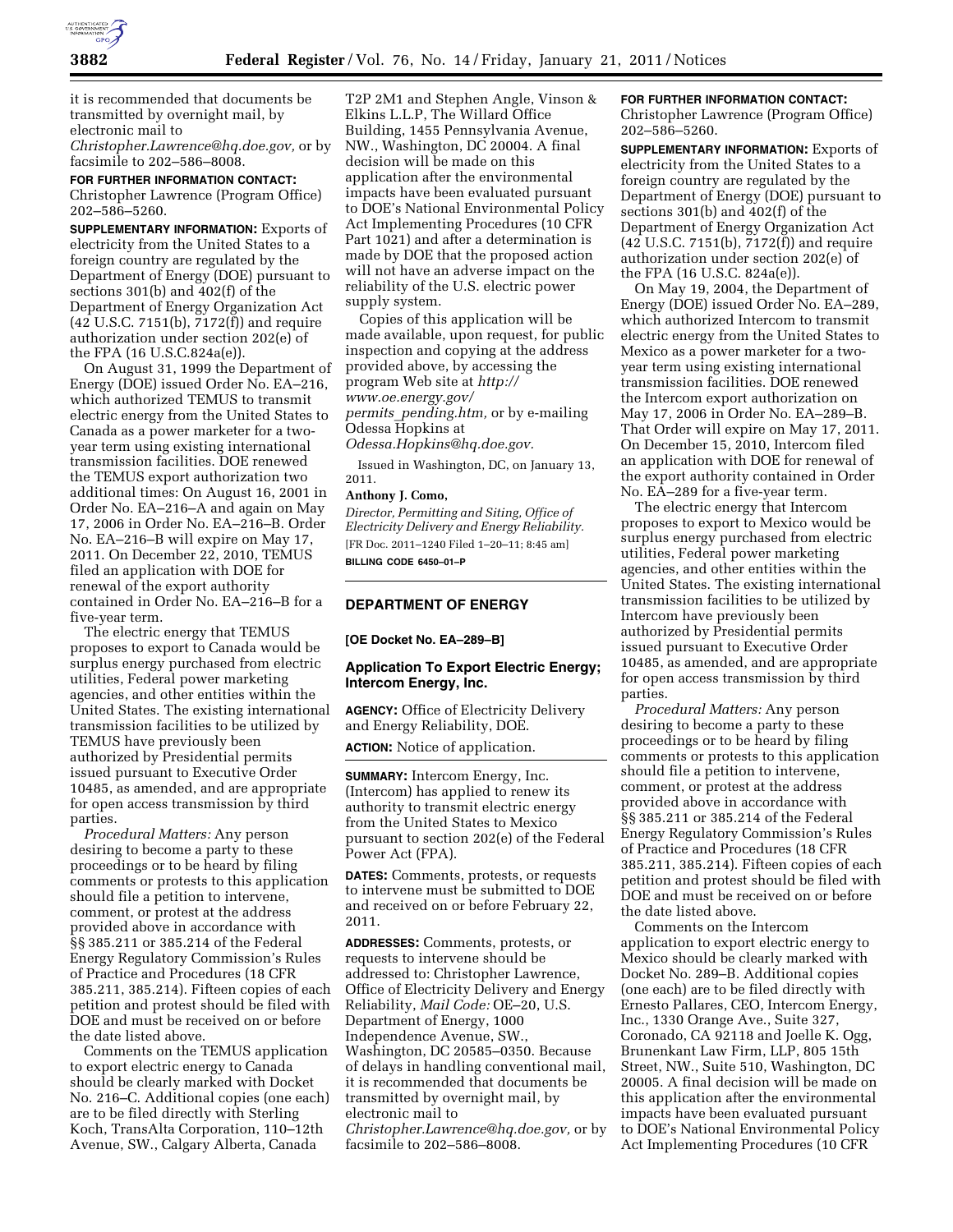it is recommended that documents be transmitted by overnight mail, by electronic mail to *Christopher.Lawrence@hq.doe.gov,* or by facsimile to 202–586–8008.

**FOR FURTHER INFORMATION CONTACT:** Christopher Lawrence (Program Office) 202–586–5260.

**SUPPLEMENTARY INFORMATION:** Exports of electricity from the United States to a foreign country are regulated by the Department of Energy (DOE) pursuant to sections 301(b) and 402(f) of the Department of Energy Organization Act (42 U.S.C. 7151(b), 7172(f)) and require authorization under section 202(e) of the FPA (16 U.S.C.824a(e)).

On August 31, 1999 the Department of Energy (DOE) issued Order No. EA–216, which authorized TEMUS to transmit electric energy from the United States to Canada as a power marketer for a two-year term using existing international transmission facilities. DOE renewed the TEMUS export authorization two additional times: On August 16, 2001 in Order No. EA–216–A and again on May 17, 2006 in Order No. EA–216–B. Order No. EA–216–B will expire on May 17, 2011. On December 22, 2010, TEMUS filed an application with DOE for renewal of the export authority contained in Order No. EA–216–B for a five-year term.

The electric energy that TEMUS proposes to export to Canada would be surplus energy purchased from electric utilities, Federal power marketing agencies, and other entities within the United States. The existing international transmission facilities to be utilized by TEMUS have previously been authorized by Presidential permits issued pursuant to Executive Order 10485, as amended, and are appropriate for open access transmission by third parties.

*Procedural Matters:* Any person desiring to become a party to these proceedings or to be heard by filing comments or protests to this application should file a petition to intervene, comment, or protest at the address provided above in accordance with §§ 385.211 or 385.214 of the Federal Energy Regulatory Commission's Rules of Practice and Procedures (18 CFR 385.211, 385.214). Fifteen copies of each petition and protest should be filed with DOE and must be received on or before the date listed above.

Comments on the TEMUS application to export electric energy to Canada should be clearly marked with Docket No. 216–C. Additional copies (one each) are to be filed directly with Sterling Koch, TransAlta Corporation, 110–12th Avenue, SW., Calgary Alberta, Canada T2P 2M1 and Stephen Angle, Vinson & Elkins L.L.P, The Willard Office Building, 1455 Pennsylvania Avenue, NW., Washington, DC 20004. A final decision will be made on this application after the environmental impacts have been evaluated pursuant to DOE's National Environmental Policy Act Implementing Procedures (10 CFR Part 1021) and after a determination is made by DOE that the proposed action will not have an adverse impact on the reliability of the U.S. electric power supply system.

Copies of this application will be made available, upon request, for public inspection and copying at the address provided above, by accessing the program Web site at *http://www.oe.energy.gov/permits_pending.htm,* or by e-mailing Odessa Hopkins at *Odessa.Hopkins@hq.doe.gov.*

Issued in Washington, DC, on January 13, 2011.

**Anthony J. Como,**

*Director, Permitting and Siting, Office of Electricity Delivery and Energy Reliability.*

[FR Doc. 2011–1240 Filed 1–20–11; 8:45 am]

**BILLING CODE 6450–01–P**

## DEPARTMENT OF ENERGY

**[OE Docket No. EA–289–B]**

### Application To Export Electric Energy; Intercom Energy, Inc.

**AGENCY:** Office of Electricity Delivery and Energy Reliability, DOE.

**ACTION:** Notice of application.

**SUMMARY:** Intercom Energy, Inc. (Intercom) has applied to renew its authority to transmit electric energy from the United States to Mexico pursuant to section 202(e) of the Federal Power Act (FPA).

**DATES:** Comments, protests, or requests to intervene must be submitted to DOE and received on or before February 22, 2011.

**ADDRESSES:** Comments, protests, or requests to intervene should be addressed to: Christopher Lawrence, Office of Electricity Delivery and Energy Reliability, *Mail Code:* OE–20, U.S. Department of Energy, 1000 Independence Avenue, SW., Washington, DC 20585–0350. Because of delays in handling conventional mail, it is recommended that documents be transmitted by overnight mail, by electronic mail to *Christopher.Lawrence@hq.doe.gov,* or by facsimile to 202–586–8008.

**FOR FURTHER INFORMATION CONTACT:** Christopher Lawrence (Program Office) 202–586–5260.

**SUPPLEMENTARY INFORMATION:** Exports of electricity from the United States to a foreign country are regulated by the Department of Energy (DOE) pursuant to sections 301(b) and 402(f) of the Department of Energy Organization Act (42 U.S.C. 7151(b), 7172(f)) and require authorization under section 202(e) of the FPA (16 U.S.C. 824a(e)).

On May 19, 2004, the Department of Energy (DOE) issued Order No. EA–289, which authorized Intercom to transmit electric energy from the United States to Mexico as a power marketer for a two-year term using existing international transmission facilities. DOE renewed the Intercom export authorization on May 17, 2006 in Order No. EA–289–B. That Order will expire on May 17, 2011. On December 15, 2010, Intercom filed an application with DOE for renewal of the export authority contained in Order No. EA–289 for a five-year term.

The electric energy that Intercom proposes to export to Mexico would be surplus energy purchased from electric utilities, Federal power marketing agencies, and other entities within the United States. The existing international transmission facilities to be utilized by Intercom have previously been authorized by Presidential permits issued pursuant to Executive Order 10485, as amended, and are appropriate for open access transmission by third parties.

*Procedural Matters:* Any person desiring to become a party to these proceedings or to be heard by filing comments or protests to this application should file a petition to intervene, comment, or protest at the address provided above in accordance with §§ 385.211 or 385.214 of the Federal Energy Regulatory Commission's Rules of Practice and Procedures (18 CFR 385.211, 385.214). Fifteen copies of each petition and protest should be filed with DOE and must be received on or before the date listed above.

Comments on the Intercom application to export electric energy to Mexico should be clearly marked with Docket No. 289–B. Additional copies (one each) are to be filed directly with Ernesto Pallares, CEO, Intercom Energy, Inc., 1330 Orange Ave., Suite 327, Coronado, CA 92118 and Joelle K. Ogg, Brunenkant Law Firm, LLP, 805 15th Street, NW., Suite 510, Washington, DC 20005. A final decision will be made on this application after the environmental impacts have been evaluated pursuant to DOE's National Environmental Policy Act Implementing Procedures (10 CFR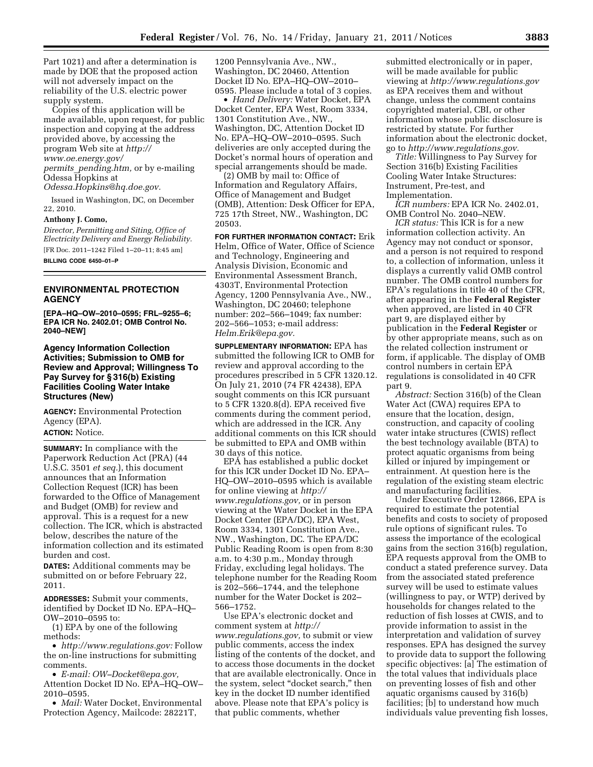Part 1021) and after a determination is made by DOE that the proposed action will not adversely impact on the reliability of the U.S. electric power supply system.

Copies of this application will be made available, upon request, for public inspection and copying at the address provided above, by accessing the program Web site at *http://www.oe.energy.gov/permits_pending.htm,* or by e-mailing Odessa Hopkins at *Odessa.Hopkins@hq.doe.gov.*

Issued in Washington, DC, on December 22, 2010.

**Anthony J. Como,**

*Director, Permitting and Siting, Office of Electricity Delivery and Energy Reliability.*

[FR Doc. 2011–1242 Filed 1–20–11; 8:45 am]

**BILLING CODE 6450–01–P**

## ENVIRONMENTAL PROTECTION AGENCY

**[EPA–HQ–OW–2010–0595; FRL–9255–6; EPA ICR No. 2402.01; OMB Control No. 2040–NEW]**

### Agency Information Collection Activities; Submission to OMB for Review and Approval; Willingness To Pay Survey for § 316(b) Existing Facilities Cooling Water Intake Structures (New)

**AGENCY:** Environmental Protection Agency (EPA).

**ACTION:** Notice.

**SUMMARY:** In compliance with the Paperwork Reduction Act (PRA) (44 U.S.C. 3501 *et seq.*), this document announces that an Information Collection Request (ICR) has been forwarded to the Office of Management and Budget (OMB) for review and approval. This is a request for a new collection. The ICR, which is abstracted below, describes the nature of the information collection and its estimated burden and cost.

**DATES:** Additional comments may be submitted on or before February 22, 2011.

**ADDRESSES:** Submit your comments, identified by Docket ID No. EPA–HQ–OW–2010–0595 to:

(1) EPA by one of the following methods:

- *http://www.regulations.gov:* Follow the on-line instructions for submitting comments.
- *E-mail: OW–Docket@epa.gov,* Attention Docket ID No. EPA–HQ–OW–2010–0595.
- *Mail:* Water Docket, Environmental Protection Agency, Mailcode: 28221T, 1200 Pennsylvania Ave., NW., Washington, DC 20460, Attention Docket ID No. EPA–HQ–OW–2010–0595. Please include a total of 3 copies.
- *Hand Delivery:* Water Docket, EPA Docket Center, EPA West, Room 3334, 1301 Constitution Ave., NW., Washington, DC, Attention Docket ID No. EPA–HQ–OW–2010–0595. Such deliveries are only accepted during the Docket's normal hours of operation and special arrangements should be made.

(2) OMB by mail to: Office of Information and Regulatory Affairs, Office of Management and Budget (OMB), Attention: Desk Officer for EPA, 725 17th Street, NW., Washington, DC 20503.

**FOR FURTHER INFORMATION CONTACT:** Erik Helm, Office of Water, Office of Science and Technology, Engineering and Analysis Division, Economic and Environmental Assessment Branch, 4303T, Environmental Protection Agency, 1200 Pennsylvania Ave., NW., Washington, DC 20460; telephone number: 202–566–1049; fax number: 202–566–1053; e-mail address: *Helm.Erik@epa.gov.*

**SUPPLEMENTARY INFORMATION:** EPA has submitted the following ICR to OMB for review and approval according to the procedures prescribed in 5 CFR 1320.12. On July 21, 2010 (74 FR 42438), EPA sought comments on this ICR pursuant to 5 CFR 1320.8(d). EPA received five comments during the comment period, which are addressed in the ICR. Any additional comments on this ICR should be submitted to EPA and OMB within 30 days of this notice.

EPA has established a public docket for this ICR under Docket ID No. EPA–HQ–OW–2010–0595 which is available for online viewing at *http://www.regulations.gov,* or in person viewing at the Water Docket in the EPA Docket Center (EPA/DC), EPA West, Room 3334, 1301 Constitution Ave., NW., Washington, DC. The EPA/DC Public Reading Room is open from 8:30 a.m. to 4:30 p.m., Monday through Friday, excluding legal holidays. The telephone number for the Reading Room is 202–566–1744, and the telephone number for the Water Docket is 202–566–1752.

Use EPA's electronic docket and comment system at *http://www.regulations.gov,* to submit or view public comments, access the index listing of the contents of the docket, and to access those documents in the docket that are available electronically. Once in the system, select "docket search," then key in the docket ID number identified above. Please note that EPA's policy is that public comments, whether submitted electronically or in paper, will be made available for public viewing at *http://www.regulations.gov* as EPA receives them and without change, unless the comment contains copyrighted material, CBI, or other information whose public disclosure is restricted by statute. For further information about the electronic docket, go to *http://www.regulations.gov.*

*Title:* Willingness to Pay Survey for Section 316(b) Existing Facilities Cooling Water Intake Structures: Instrument, Pre-test, and Implementation.

*ICR numbers:* EPA ICR No. 2402.01, OMB Control No. 2040–NEW.

*ICR status:* This ICR is for a new information collection activity. An Agency may not conduct or sponsor, and a person is not required to respond to, a collection of information, unless it displays a currently valid OMB control number. The OMB control numbers for EPA's regulations in title 40 of the CFR, after appearing in the **Federal Register** when approved, are listed in 40 CFR part 9, are displayed either by publication in the **Federal Register** or by other appropriate means, such as on the related collection instrument or form, if applicable. The display of OMB control numbers in certain EPA regulations is consolidated in 40 CFR part 9.

*Abstract:* Section 316(b) of the Clean Water Act (CWA) requires EPA to ensure that the location, design, construction, and capacity of cooling water intake structures (CWIS) reflect the best technology available (BTA) to protect aquatic organisms from being killed or injured by impingement or entrainment. At question here is the regulation of the existing steam electric and manufacturing facilities.

Under Executive Order 12866, EPA is required to estimate the potential benefits and costs to society of proposed rule options of significant rules. To assess the importance of the ecological gains from the section 316(b) regulation, EPA requests approval from the OMB to conduct a stated preference survey. Data from the associated stated preference survey will be used to estimate values (willingness to pay, or WTP) derived by households for changes related to the reduction of fish losses at CWIS, and to provide information to assist in the interpretation and validation of survey responses. EPA has designed the survey to provide data to support the following specific objectives: [a] The estimation of the total values that individuals place on preventing losses of fish and other aquatic organisms caused by 316(b) facilities; [b] to understand how much individuals value preventing fish losses,